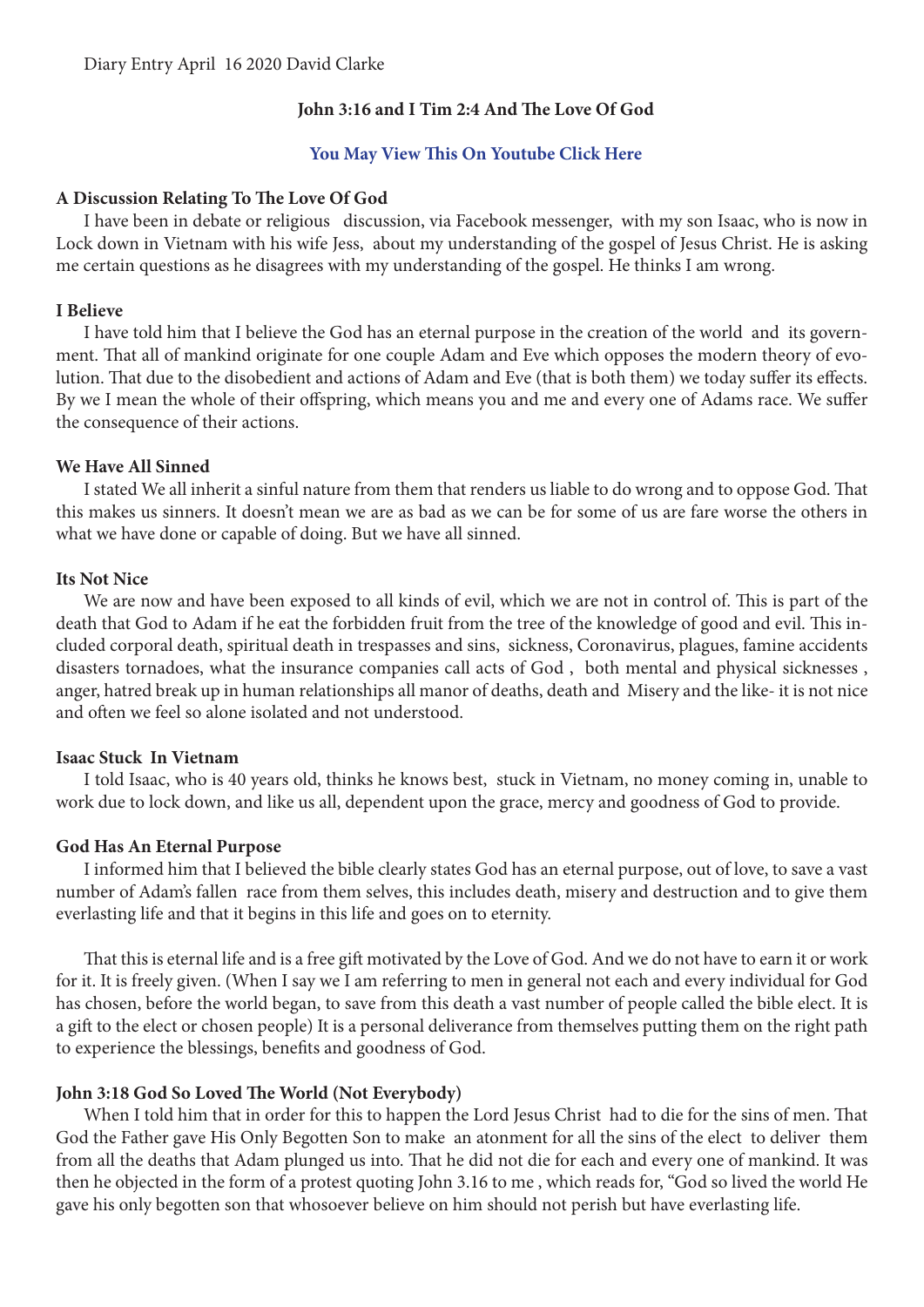Diary Entry April 16 2020 David Clarke

**John 3:16 and I Tim 2:4 And The Love Of God**

**You May View This On Youtube Click Here**

**A Discussion Relating To The Love Of God**

I have been in debate or religious discussion, via Facebook messenger, with my son Isaac, who is now in Lock down in Vietnam with his wife Jess, about my understanding of the gospel of Jesus Christ. He is asking me certain questions as he disagrees with my understanding of the gospel. He thinks I am wrong.

**I Believe**

I have told him that I believe the God has an eternal purpose in the creation of the world and its government. That all of mankind originate for one couple Adam and Eve which opposes the modern theory of evolution. That due to the disobedient and actions of Adam and Eve (that is both them) we today suffer its effects. By we I mean the whole of their offspring, which means you and me and every one of Adams race. We suffer the consequence of their actions.

**We Have All Sinned**

I stated We all inherit a sinful nature from them that renders us liable to do wrong and to oppose God. That this makes us sinners. It doesn't mean we are as bad as we can be for some of us are fare worse the others in what we have done or capable of doing. But we have all sinned.

**Its Not Nice**

We are now and have been exposed to all kinds of evil, which we are not in control of. This is part of the death that God to Adam if he eat the forbidden fruit from the tree of the knowledge of good and evil. This included corporal death, spiritual death in trespasses and sins, sickness, Coronavirus, plagues, famine accidents disasters tornadoes, what the insurance companies call acts of God , both mental and physical sicknesses , anger, hatred break up in human relationships all manor of deaths, death and Misery and the like- it is not nice and often we feel so alone isolated and not understood.

**Isaac Stuck In Vietnam**

I told Isaac, who is 40 years old, thinks he knows best, stuck in Vietnam, no money coming in, unable to work due to lock down, and like us all, dependent upon the grace, mercy and goodness of God to provide.

**God Has An Eternal Purpose**

I informed him that I believed the bible clearly states God has an eternal purpose, out of love, to save a vast number of Adam's fallen race from them selves, this includes death, misery and destruction and to give them everlasting life and that it begins in this life and goes on to eternity.

That this is eternal life and is a free gift motivated by the Love of God. And we do not have to earn it or work for it. It is freely given. (When I say we I am referring to men in general not each and every individual for God has chosen, before the world began, to save from this death a vast number of people called the bible elect. It is a gift to the elect or chosen people) It is a personal deliverance from themselves putting them on the right path to experience the blessings, benefits and goodness of God.

**John 3:18 God So Loved The World (Not Everybody)**

When I told him that in order for this to happen the Lord Jesus Christ had to die for the sins of men. That God the Father gave His Only Begotten Son to make an atonment for all the sins of the elect to deliver them from all the deaths that Adam plunged us into. That he did not die for each and every one of mankind. It was then he objected in the form of a protest quoting John 3.16 to me , which reads for, "God so lived the world He gave his only begotten son that whosoever believe on him should not perish but have everlasting life.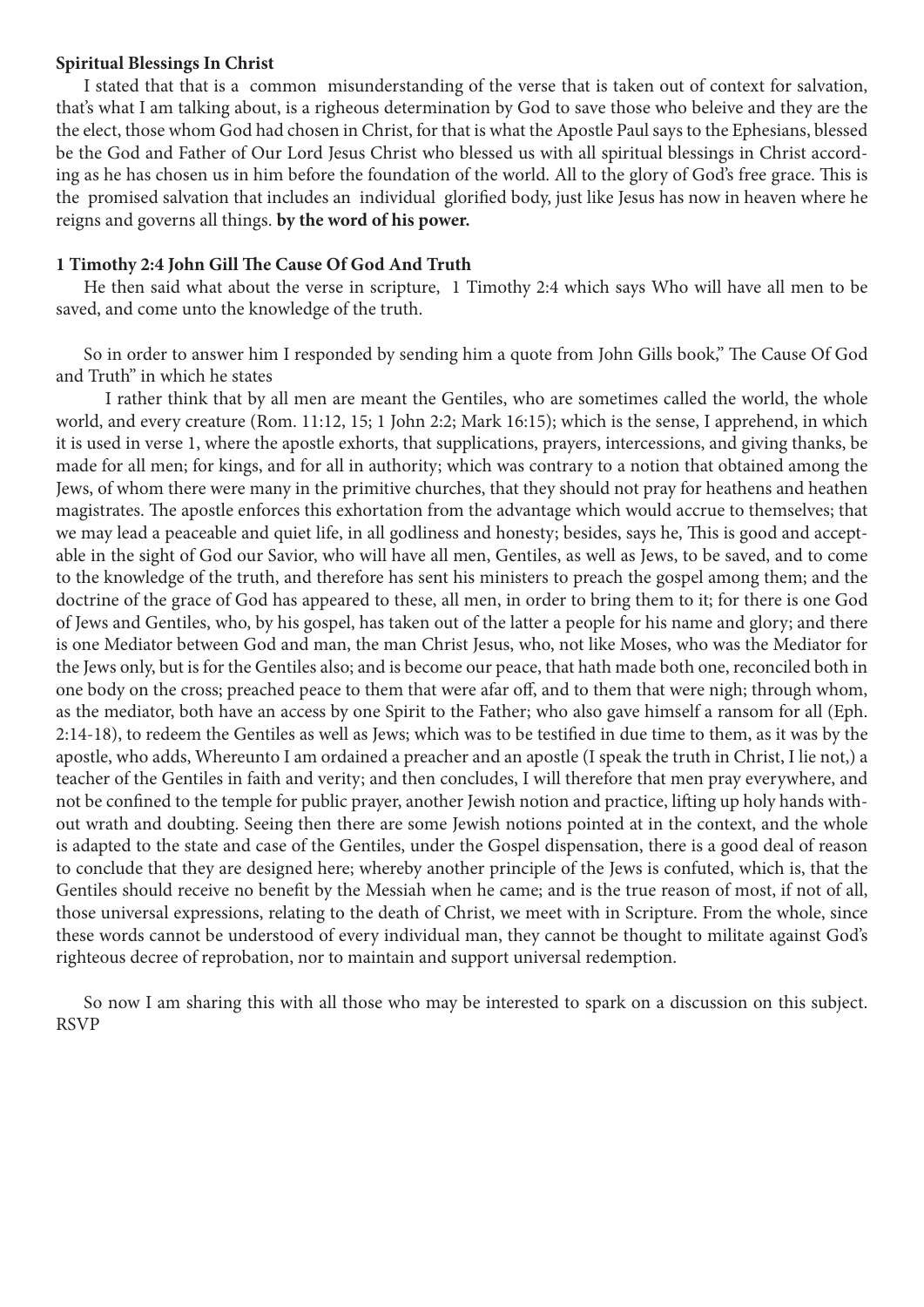**Spiritual Blessings In Christ**

I stated that that is a common misunderstanding of the verse that is taken out of context for salvation, that's what I am talking about, is a righeous determination by God to save those who beleive and they are the the elect, those whom God had chosen in Christ, for that is what the Apostle Paul says to the Ephesians, blessed be the God and Father of Our Lord Jesus Christ who blessed us with all spiritual blessings in Christ according as he has chosen us in him before the foundation of the world. All to the glory of God's free grace. This is the promised salvation that includes an individual glorified body, just like Jesus has now in heaven where he reigns and governs all things. **by the word of his power.**

**1 Timothy 2:4 John Gill The Cause Of God And Truth**

He then said what about the verse in scripture, 1 Timothy 2:4 which says Who will have all men to be saved, and come unto the knowledge of the truth.

So in order to answer him I responded by sending him a quote from John Gills book," The Cause Of God and Truth" in which he states

I rather think that by all men are meant the Gentiles, who are sometimes called the world, the whole world, and every creature (Rom. 11:12, 15; 1 John 2:2; Mark 16:15); which is the sense, I apprehend, in which it is used in verse 1, where the apostle exhorts, that supplications, prayers, intercessions, and giving thanks, be made for all men; for kings, and for all in authority; which was contrary to a notion that obtained among the Jews, of whom there were many in the primitive churches, that they should not pray for heathens and heathen magistrates. The apostle enforces this exhortation from the advantage which would accrue to themselves; that we may lead a peaceable and quiet life, in all godliness and honesty; besides, says he, This is good and acceptable in the sight of God our Savior, who will have all men, Gentiles, as well as Jews, to be saved, and to come to the knowledge of the truth, and therefore has sent his ministers to preach the gospel among them; and the doctrine of the grace of God has appeared to these, all men, in order to bring them to it; for there is one God of Jews and Gentiles, who, by his gospel, has taken out of the latter a people for his name and glory; and there is one Mediator between God and man, the man Christ Jesus, who, not like Moses, who was the Mediator for the Jews only, but is for the Gentiles also; and is become our peace, that hath made both one, reconciled both in one body on the cross; preached peace to them that were afar off, and to them that were nigh; through whom, as the mediator, both have an access by one Spirit to the Father; who also gave himself a ransom for all (Eph. 2:14-18), to redeem the Gentiles as well as Jews; which was to be testified in due time to them, as it was by the apostle, who adds, Whereunto I am ordained a preacher and an apostle (I speak the truth in Christ, I lie not,) a teacher of the Gentiles in faith and verity; and then concludes, I will therefore that men pray everywhere, and not be confined to the temple for public prayer, another Jewish notion and practice, lifting up holy hands without wrath and doubting. Seeing then there are some Jewish notions pointed at in the context, and the whole is adapted to the state and case of the Gentiles, under the Gospel dispensation, there is a good deal of reason to conclude that they are designed here; whereby another principle of the Jews is confuted, which is, that the Gentiles should receive no benefit by the Messiah when he came; and is the true reason of most, if not of all, those universal expressions, relating to the death of Christ, we meet with in Scripture. From the whole, since these words cannot be understood of every individual man, they cannot be thought to militate against God's righteous decree of reprobation, nor to maintain and support universal redemption.

So now I am sharing this with all those who may be interested to spark on a discussion on this subject. RSVP